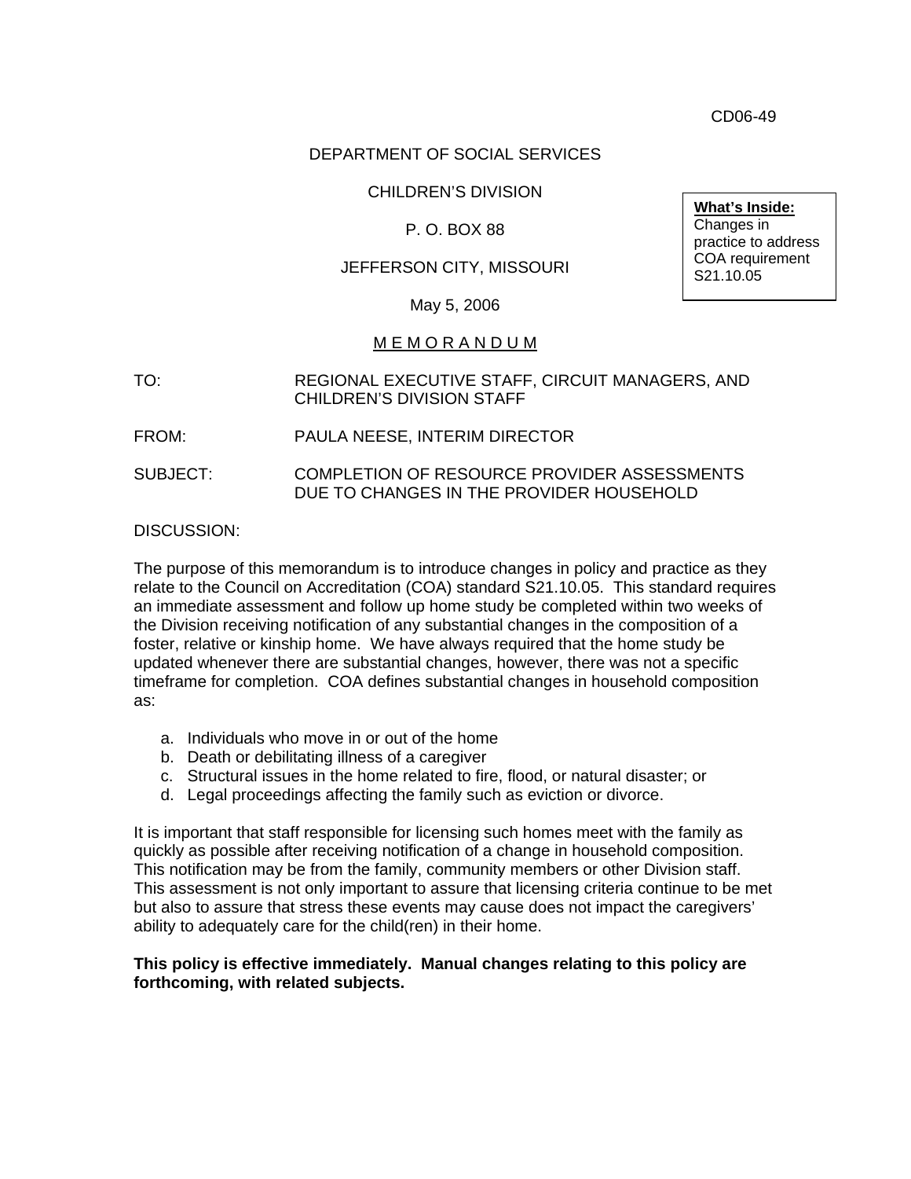CD06-49

DEPARTMENT OF SOCIAL SERVICES

CHILDREN'S DIVISION

P. O. BOX 88

JEFFERSON CITY, MISSOURI

May 5, 2006

**What's Inside:**
Changes in practice to address COA requirement S21.10.05

M E M O R A N D U M

TO: REGIONAL EXECUTIVE STAFF, CIRCUIT MANAGERS, AND CHILDREN'S DIVISION STAFF

FROM: PAULA NEESE, INTERIM DIRECTOR

SUBJECT: COMPLETION OF RESOURCE PROVIDER ASSESSMENTS DUE TO CHANGES IN THE PROVIDER HOUSEHOLD

DISCUSSION:

The purpose of this memorandum is to introduce changes in policy and practice as they relate to the Council on Accreditation (COA) standard S21.10.05. This standard requires an immediate assessment and follow up home study be completed within two weeks of the Division receiving notification of any substantial changes in the composition of a foster, relative or kinship home. We have always required that the home study be updated whenever there are substantial changes, however, there was not a specific timeframe for completion. COA defines substantial changes in household composition as:

a. Individuals who move in or out of the home
b. Death or debilitating illness of a caregiver
c. Structural issues in the home related to fire, flood, or natural disaster; or
d. Legal proceedings affecting the family such as eviction or divorce.

It is important that staff responsible for licensing such homes meet with the family as quickly as possible after receiving notification of a change in household composition. This notification may be from the family, community members or other Division staff. This assessment is not only important to assure that licensing criteria continue to be met but also to assure that stress these events may cause does not impact the caregivers' ability to adequately care for the child(ren) in their home.

**This policy is effective immediately. Manual changes relating to this policy are forthcoming, with related subjects.**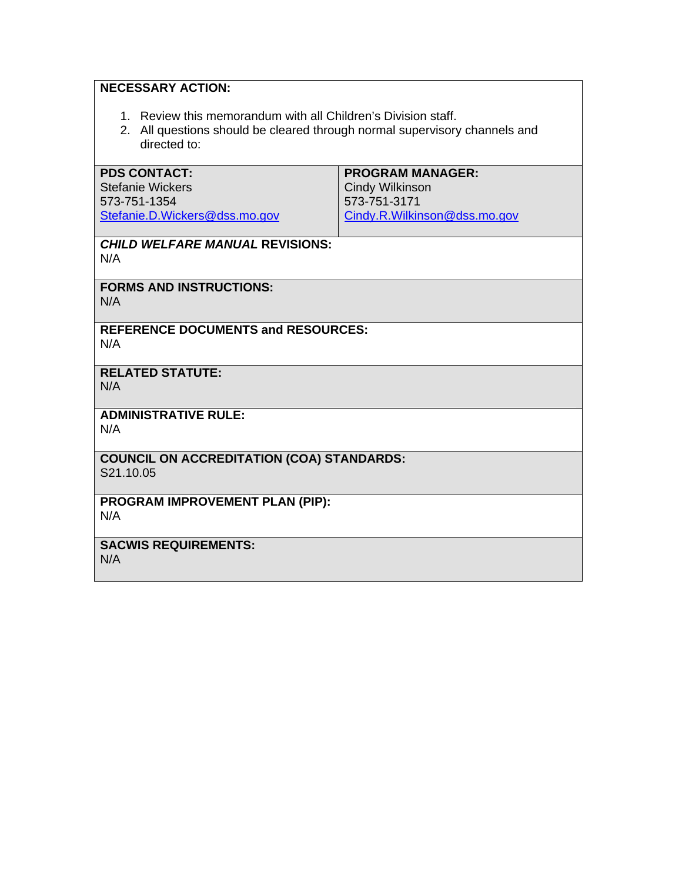**NECESSARY ACTION:**

1. Review this memorandum with all Children's Division staff.
2. All questions should be cleared through normal supervisory channels and directed to:

| **PDS CONTACT:** | **PROGRAM MANAGER:** |
| --- | --- |
| Stefanie Wickers<br>573-751-1354<br>Stefanie.D.Wickers@dss.mo.gov | Cindy Wilkinson<br>573-751-3171<br>Cindy.R.Wilkinson@dss.mo.gov |

***CHILD WELFARE MANUAL* REVISIONS:**
N/A

**FORMS AND INSTRUCTIONS:**
N/A

**REFERENCE DOCUMENTS and RESOURCES:**
N/A

**RELATED STATUTE:**
N/A

**ADMINISTRATIVE RULE:**
N/A

**COUNCIL ON ACCREDITATION (COA) STANDARDS:**
S21.10.05

**PROGRAM IMPROVEMENT PLAN (PIP):**
N/A

**SACWIS REQUIREMENTS:**
N/A